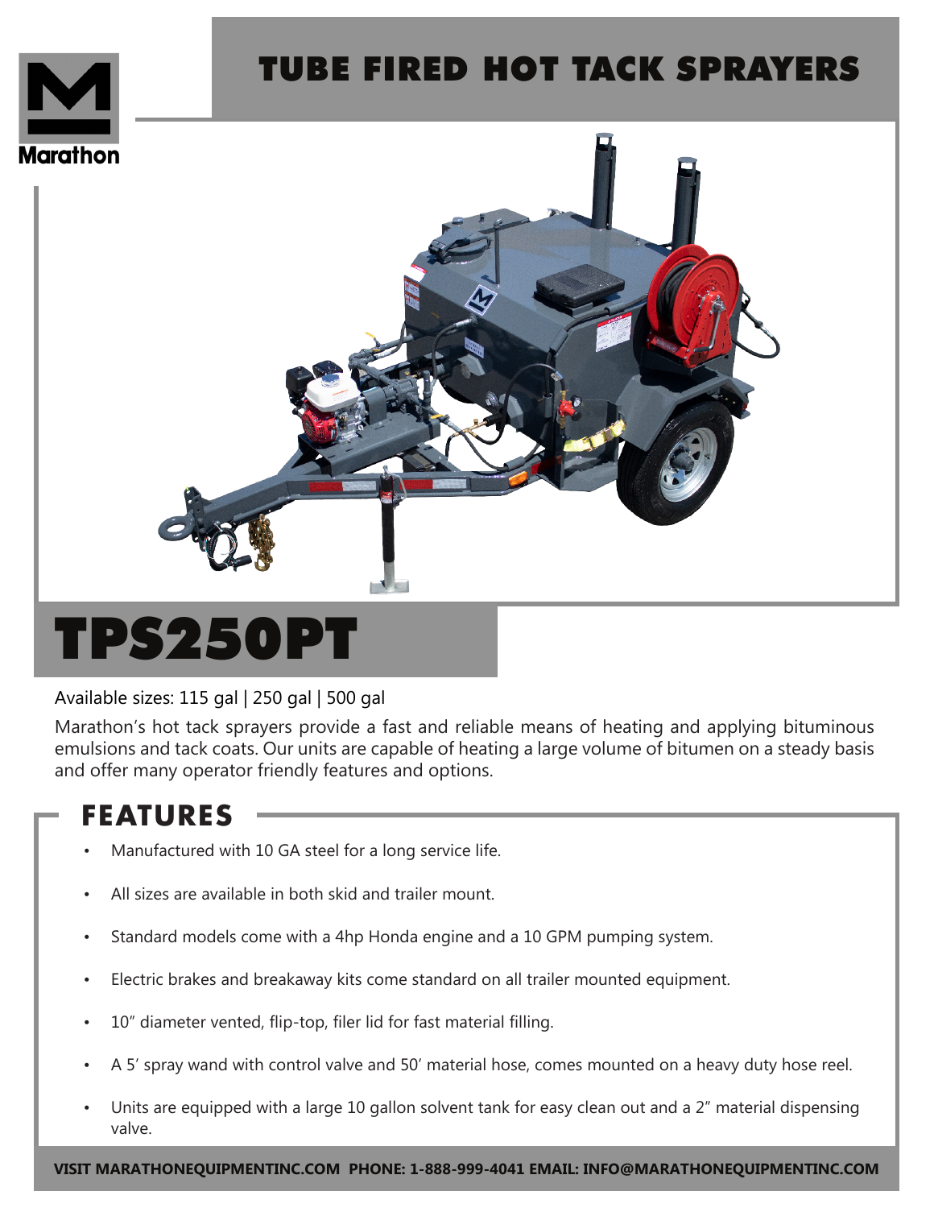Marathon

# TUBE FIRED HOT TACK SPRAYERS

# TPS250PT

Available sizes: 115 gal | 250 gal | 500 gal

Marathon's hot tack sprayers provide a fast and reliable means of heating and applying bituminous emulsions and tack coats. Our units are capable of heating a large volume of bitumen on a steady basis and offer many operator friendly features and options.

## FEATURES

- Manufactured with 10 GA steel for a long service life.
- All sizes are available in both skid and trailer mount.
- Standard models come with a 4hp Honda engine and a 10 GPM pumping system.
- Electric brakes and breakaway kits come standard on all trailer mounted equipment.
- 10" diameter vented, flip-top, filer lid for fast material filling.
- A 5' spray wand with control valve and 50' material hose, comes mounted on a heavy duty hose reel.
- Units are equipped with a large 10 gallon solvent tank for easy clean out and a 2" material dispensing valve.

**VISIT MARATHONEQUIPMENTINC.COM PHONE: 1-888-999-4041 EMAIL: INFO@MARATHONEQUIPMENTINC.COM**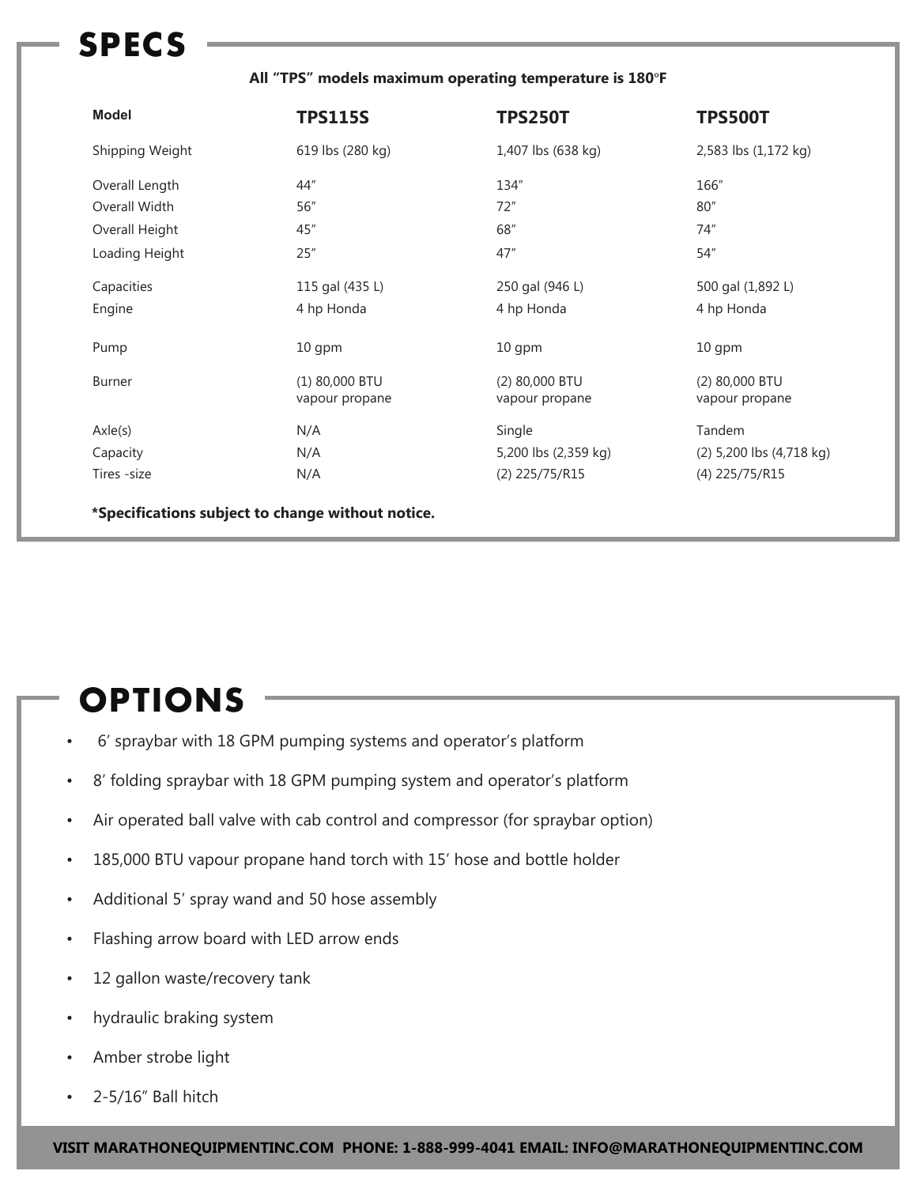## SPECS

**All "TPS" models maximum operating temperature is 180°F**

| **Model** | **TPS115S** | **TPS250T** | **TPS500T** |
|---|---|---|---|
| Shipping Weight | 619 lbs (280 kg) | 1,407 lbs (638 kg) | 2,583 lbs (1,172 kg) |
| Overall Length | 44" | 134" | 166" |
| Overall Width | 56" | 72" | 80" |
| Overall Height | 45" | 68" | 74" |
| Loading Height | 25" | 47" | 54" |
| Capacities | 115 gal (435 L) | 250 gal (946 L) | 500 gal (1,892 L) |
| Engine | 4 hp Honda | 4 hp Honda | 4 hp Honda |
| Pump | 10 gpm | 10 gpm | 10 gpm |
| Burner | (1) 80,000 BTU vapour propane | (2) 80,000 BTU vapour propane | (2) 80,000 BTU vapour propane |
| Axle(s) | N/A | Single | Tandem |
| Capacity | N/A | 5,200 lbs (2,359 kg) | (2) 5,200 lbs (4,718 kg) |
| Tires -size | N/A | (2) 225/75/R15 | (4) 225/75/R15 |

**\*Specifications subject to change without notice.**

## OPTIONS

- 6' spraybar with 18 GPM pumping systems and operator's platform
- 8' folding spraybar with 18 GPM pumping system and operator's platform
- Air operated ball valve with cab control and compressor (for spraybar option)
- 185,000 BTU vapour propane hand torch with 15' hose and bottle holder
- Additional 5' spray wand and 50 hose assembly
- Flashing arrow board with LED arrow ends
- 12 gallon waste/recovery tank
- hydraulic braking system
- Amber strobe light
- 2-5/16" Ball hitch

**VISIT MARATHONEQUIPMENTINC.COM PHONE: 1-888-999-4041 EMAIL: INFO@MARATHONEQUIPMENTINC.COM**